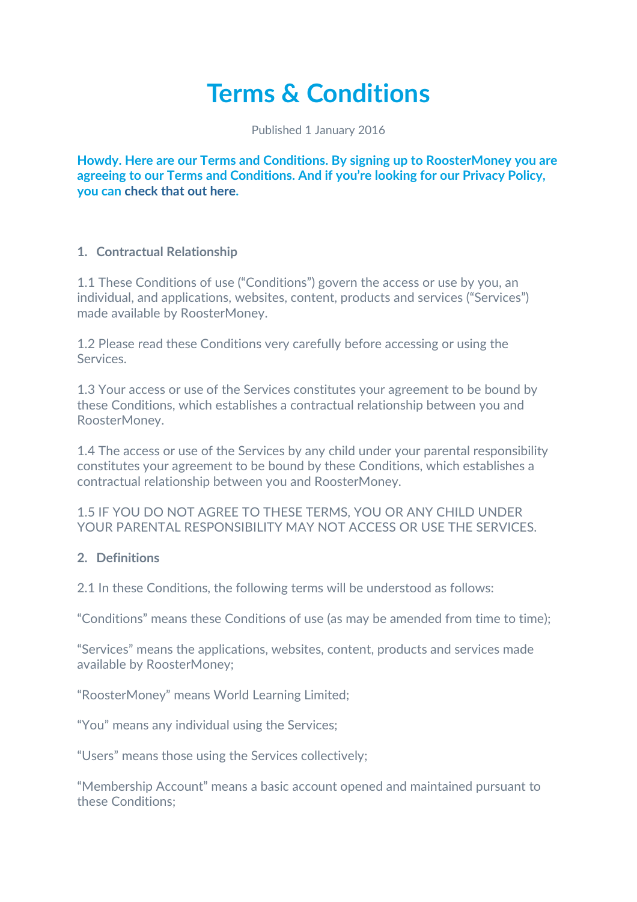# Terms & Conditions

Published 1 January 2016

**Howdy. Here are our Terms and Conditions. By signing up to RoosterMoney you are agreeing to our Terms and Conditions. And if you're looking for our Privacy Policy, you can check that out here.**

**1. Contractual Relationship**

1.1 These Conditions of use ("Conditions") govern the access or use by you, an individual, and applications, websites, content, products and services ("Services") made available by RoosterMoney.

1.2 Please read these Conditions very carefully before accessing or using the Services.

1.3 Your access or use of the Services constitutes your agreement to be bound by these Conditions, which establishes a contractual relationship between you and RoosterMoney.

1.4 The access or use of the Services by any child under your parental responsibility constitutes your agreement to be bound by these Conditions, which establishes a contractual relationship between you and RoosterMoney.

1.5 IF YOU DO NOT AGREE TO THESE TERMS, YOU OR ANY CHILD UNDER YOUR PARENTAL RESPONSIBILITY MAY NOT ACCESS OR USE THE SERVICES.

**2. Definitions**

2.1 In these Conditions, the following terms will be understood as follows:

"Conditions" means these Conditions of use (as may be amended from time to time);

"Services" means the applications, websites, content, products and services made available by RoosterMoney;

"RoosterMoney" means World Learning Limited;

"You" means any individual using the Services;

"Users" means those using the Services collectively;

"Membership Account" means a basic account opened and maintained pursuant to these Conditions;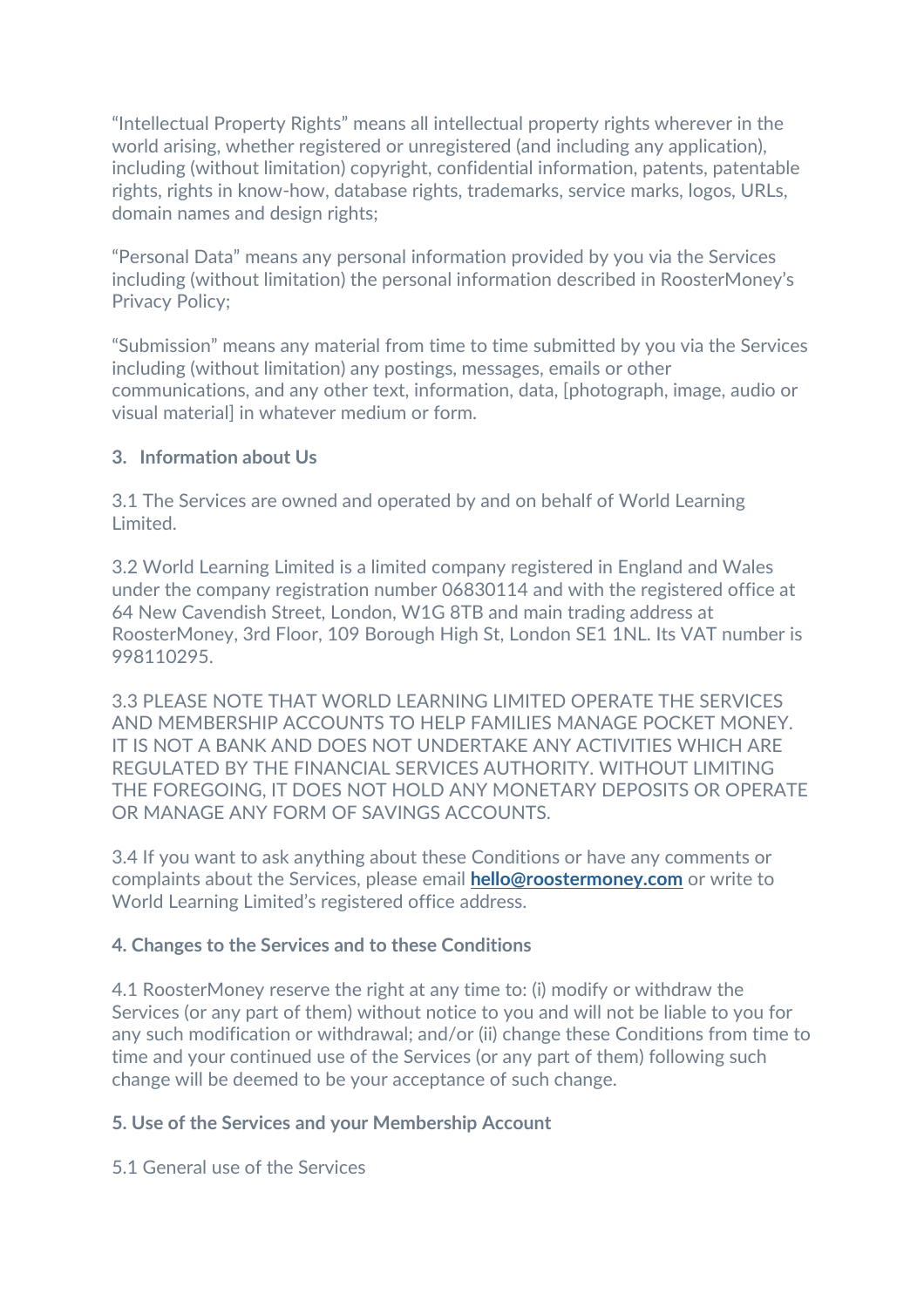"Intellectual Property Rights" means all intellectual property rights wherever in the world arising, whether registered or unregistered (and including any application), including (without limitation) copyright, confidential information, patents, patentable rights, rights in know-how, database rights, trademarks, service marks, logos, URLs, domain names and design rights;

"Personal Data" means any personal information provided by you via the Services including (without limitation) the personal information described in RoosterMoney's Privacy Policy;

"Submission" means any material from time to time submitted by you via the Services including (without limitation) any postings, messages, emails or other communications, and any other text, information, data, [photograph, image, audio or visual material] in whatever medium or form.

**3. Information about Us**

3.1 The Services are owned and operated by and on behalf of World Learning Limited.

3.2 World Learning Limited is a limited company registered in England and Wales under the company registration number 06830114 and with the registered office at 64 New Cavendish Street, London, W1G 8TB and main trading address at RoosterMoney, 3rd Floor, 109 Borough High St, London SE1 1NL. Its VAT number is 998110295.

3.3 PLEASE NOTE THAT WORLD LEARNING LIMITED OPERATE THE SERVICES AND MEMBERSHIP ACCOUNTS TO HELP FAMILIES MANAGE POCKET MONEY. IT IS NOT A BANK AND DOES NOT UNDERTAKE ANY ACTIVITIES WHICH ARE REGULATED BY THE FINANCIAL SERVICES AUTHORITY. WITHOUT LIMITING THE FOREGOING, IT DOES NOT HOLD ANY MONETARY DEPOSITS OR OPERATE OR MANAGE ANY FORM OF SAVINGS ACCOUNTS.

3.4 If you want to ask anything about these Conditions or have any comments or complaints about the Services, please email **hello@roostermoney.com** or write to World Learning Limited's registered office address.

**4. Changes to the Services and to these Conditions**

4.1 RoosterMoney reserve the right at any time to: (i) modify or withdraw the Services (or any part of them) without notice to you and will not be liable to you for any such modification or withdrawal; and/or (ii) change these Conditions from time to time and your continued use of the Services (or any part of them) following such change will be deemed to be your acceptance of such change.

**5. Use of the Services and your Membership Account**

5.1 General use of the Services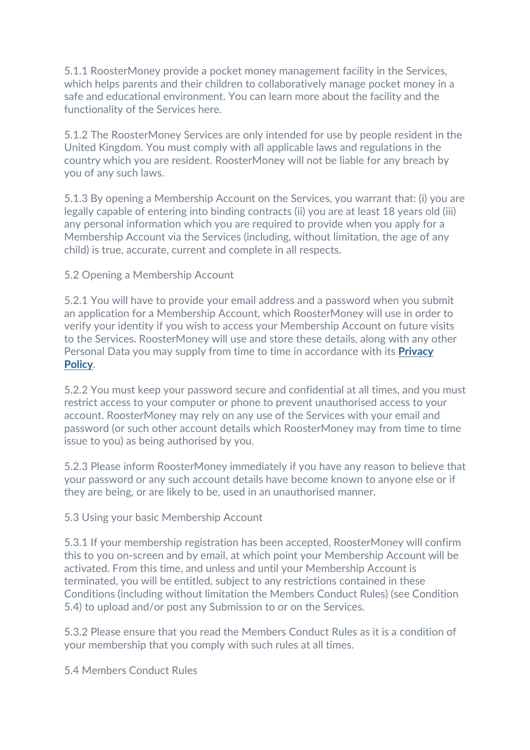5.1.1 RoosterMoney provide a pocket money management facility in the Services, which helps parents and their children to collaboratively manage pocket money in a safe and educational environment. You can learn more about the facility and the functionality of the Services here.

5.1.2 The RoosterMoney Services are only intended for use by people resident in the United Kingdom. You must comply with all applicable laws and regulations in the country which you are resident. RoosterMoney will not be liable for any breach by you of any such laws.

5.1.3 By opening a Membership Account on the Services, you warrant that: (i) you are legally capable of entering into binding contracts (ii) you are at least 18 years old (iii) any personal information which you are required to provide when you apply for a Membership Account via the Services (including, without limitation, the age of any child) is true, accurate, current and complete in all respects.

5.2 Opening a Membership Account

5.2.1 You will have to provide your email address and a password when you submit an application for a Membership Account, which RoosterMoney will use in order to verify your identity if you wish to access your Membership Account on future visits to the Services. RoosterMoney will use and store these details, along with any other Personal Data you may supply from time to time in accordance with its **Privacy Policy**.

5.2.2 You must keep your password secure and confidential at all times, and you must restrict access to your computer or phone to prevent unauthorised access to your account. RoosterMoney may rely on any use of the Services with your email and password (or such other account details which RoosterMoney may from time to time issue to you) as being authorised by you.

5.2.3 Please inform RoosterMoney immediately if you have any reason to believe that your password or any such account details have become known to anyone else or if they are being, or are likely to be, used in an unauthorised manner.

5.3 Using your basic Membership Account

5.3.1 If your membership registration has been accepted, RoosterMoney will confirm this to you on-screen and by email, at which point your Membership Account will be activated. From this time, and unless and until your Membership Account is terminated, you will be entitled, subject to any restrictions contained in these Conditions (including without limitation the Members Conduct Rules) (see Condition 5.4) to upload and/or post any Submission to or on the Services.

5.3.2 Please ensure that you read the Members Conduct Rules as it is a condition of your membership that you comply with such rules at all times.

5.4 Members Conduct Rules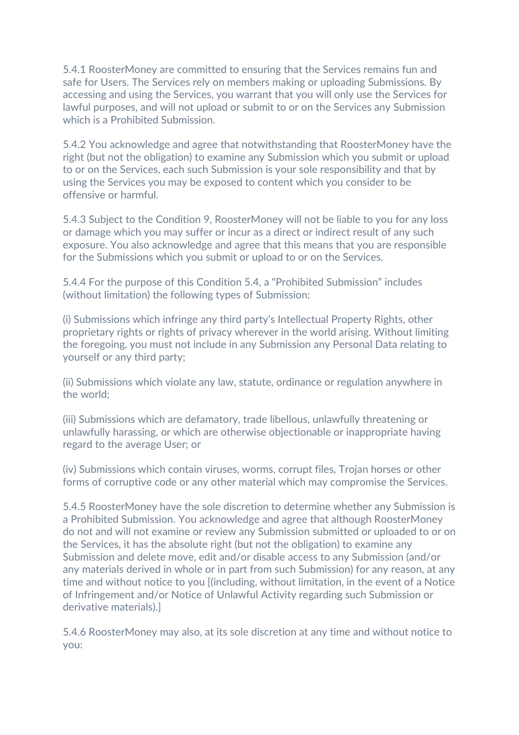5.4.1 RoosterMoney are committed to ensuring that the Services remains fun and safe for Users. The Services rely on members making or uploading Submissions. By accessing and using the Services, you warrant that you will only use the Services for lawful purposes, and will not upload or submit to or on the Services any Submission which is a Prohibited Submission.

5.4.2 You acknowledge and agree that notwithstanding that RoosterMoney have the right (but not the obligation) to examine any Submission which you submit or upload to or on the Services, each such Submission is your sole responsibility and that by using the Services you may be exposed to content which you consider to be offensive or harmful.

5.4.3 Subject to the Condition 9, RoosterMoney will not be liable to you for any loss or damage which you may suffer or incur as a direct or indirect result of any such exposure. You also acknowledge and agree that this means that you are responsible for the Submissions which you submit or upload to or on the Services.

5.4.4 For the purpose of this Condition 5.4, a "Prohibited Submission" includes (without limitation) the following types of Submission:

(i) Submissions which infringe any third party's Intellectual Property Rights, other proprietary rights or rights of privacy wherever in the world arising. Without limiting the foregoing, you must not include in any Submission any Personal Data relating to yourself or any third party;

(ii) Submissions which violate any law, statute, ordinance or regulation anywhere in the world;

(iii) Submissions which are defamatory, trade libellous, unlawfully threatening or unlawfully harassing, or which are otherwise objectionable or inappropriate having regard to the average User; or

(iv) Submissions which contain viruses, worms, corrupt files, Trojan horses or other forms of corruptive code or any other material which may compromise the Services.

5.4.5 RoosterMoney have the sole discretion to determine whether any Submission is a Prohibited Submission. You acknowledge and agree that although RoosterMoney do not and will not examine or review any Submission submitted or uploaded to or on the Services, it has the absolute right (but not the obligation) to examine any Submission and delete move, edit and/or disable access to any Submission (and/or any materials derived in whole or in part from such Submission) for any reason, at any time and without notice to you [(including, without limitation, in the event of a Notice of Infringement and/or Notice of Unlawful Activity regarding such Submission or derivative materials).]

5.4.6 RoosterMoney may also, at its sole discretion at any time and without notice to you: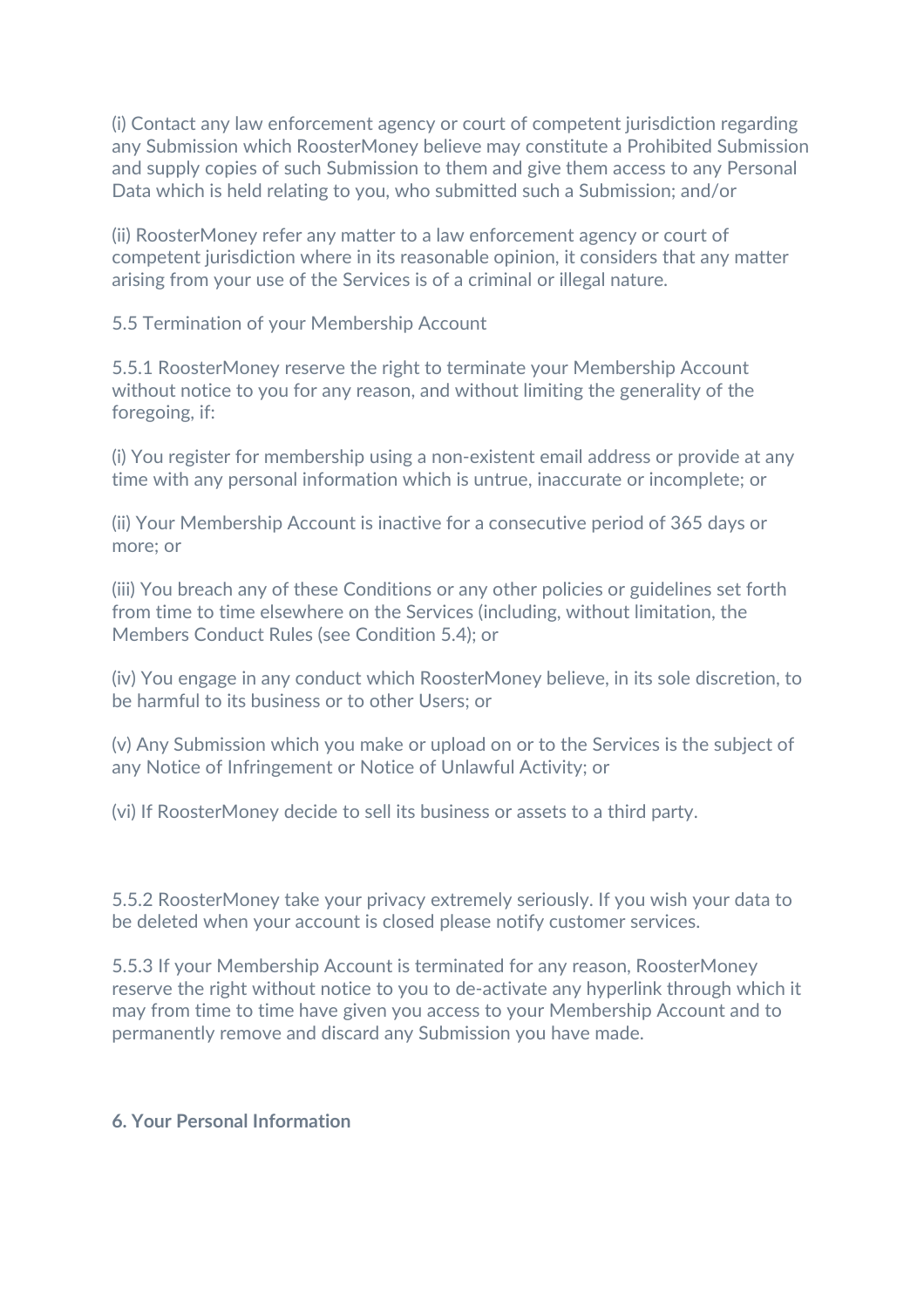(i) Contact any law enforcement agency or court of competent jurisdiction regarding any Submission which RoosterMoney believe may constitute a Prohibited Submission and supply copies of such Submission to them and give them access to any Personal Data which is held relating to you, who submitted such a Submission; and/or

(ii) RoosterMoney refer any matter to a law enforcement agency or court of competent jurisdiction where in its reasonable opinion, it considers that any matter arising from your use of the Services is of a criminal or illegal nature.

5.5 Termination of your Membership Account

5.5.1 RoosterMoney reserve the right to terminate your Membership Account without notice to you for any reason, and without limiting the generality of the foregoing, if:

(i) You register for membership using a non-existent email address or provide at any time with any personal information which is untrue, inaccurate or incomplete; or

(ii) Your Membership Account is inactive for a consecutive period of 365 days or more; or

(iii) You breach any of these Conditions or any other policies or guidelines set forth from time to time elsewhere on the Services (including, without limitation, the Members Conduct Rules (see Condition 5.4); or

(iv) You engage in any conduct which RoosterMoney believe, in its sole discretion, to be harmful to its business or to other Users; or

(v) Any Submission which you make or upload on or to the Services is the subject of any Notice of Infringement or Notice of Unlawful Activity; or

(vi) If RoosterMoney decide to sell its business or assets to a third party.

5.5.2 RoosterMoney take your privacy extremely seriously. If you wish your data to be deleted when your account is closed please notify customer services.

5.5.3 If your Membership Account is terminated for any reason, RoosterMoney reserve the right without notice to you to de-activate any hyperlink through which it may from time to time have given you access to your Membership Account and to permanently remove and discard any Submission you have made.

**6. Your Personal Information**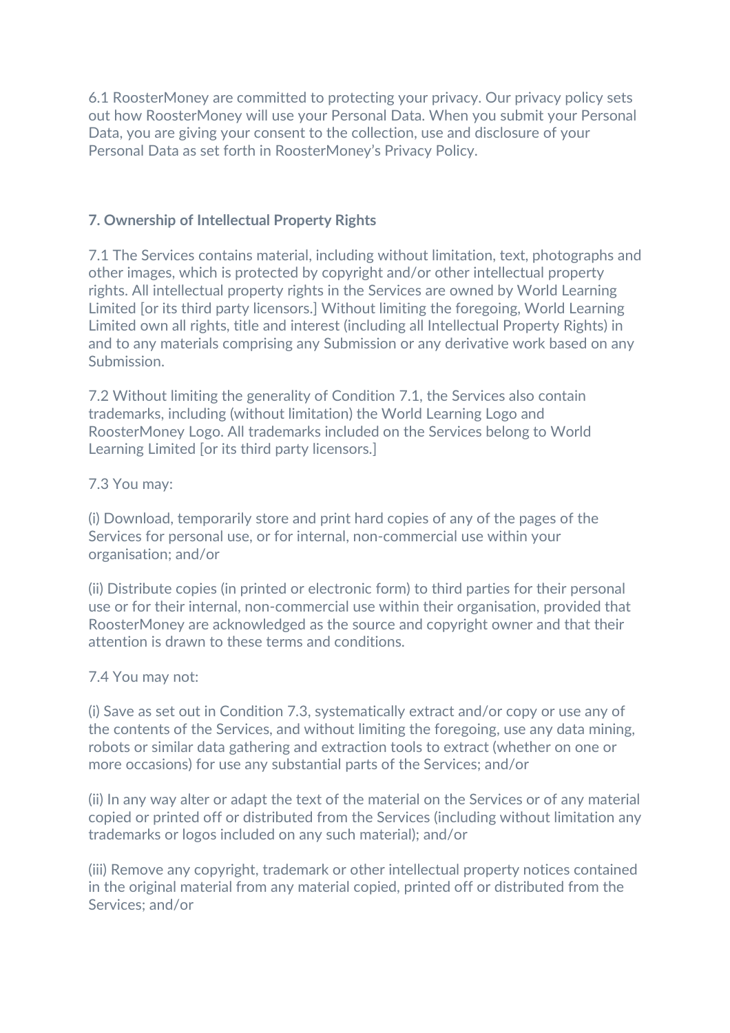6.1 RoosterMoney are committed to protecting your privacy. Our privacy policy sets out how RoosterMoney will use your Personal Data. When you submit your Personal Data, you are giving your consent to the collection, use and disclosure of your Personal Data as set forth in RoosterMoney's Privacy Policy.

**7. Ownership of Intellectual Property Rights**

7.1 The Services contains material, including without limitation, text, photographs and other images, which is protected by copyright and/or other intellectual property rights. All intellectual property rights in the Services are owned by World Learning Limited [or its third party licensors.] Without limiting the foregoing, World Learning Limited own all rights, title and interest (including all Intellectual Property Rights) in and to any materials comprising any Submission or any derivative work based on any Submission.

7.2 Without limiting the generality of Condition 7.1, the Services also contain trademarks, including (without limitation) the World Learning Logo and RoosterMoney Logo. All trademarks included on the Services belong to World Learning Limited [or its third party licensors.]

7.3 You may:

(i) Download, temporarily store and print hard copies of any of the pages of the Services for personal use, or for internal, non-commercial use within your organisation; and/or

(ii) Distribute copies (in printed or electronic form) to third parties for their personal use or for their internal, non-commercial use within their organisation, provided that RoosterMoney are acknowledged as the source and copyright owner and that their attention is drawn to these terms and conditions.

7.4 You may not:

(i) Save as set out in Condition 7.3, systematically extract and/or copy or use any of the contents of the Services, and without limiting the foregoing, use any data mining, robots or similar data gathering and extraction tools to extract (whether on one or more occasions) for use any substantial parts of the Services; and/or

(ii) In any way alter or adapt the text of the material on the Services or of any material copied or printed off or distributed from the Services (including without limitation any trademarks or logos included on any such material); and/or

(iii) Remove any copyright, trademark or other intellectual property notices contained in the original material from any material copied, printed off or distributed from the Services; and/or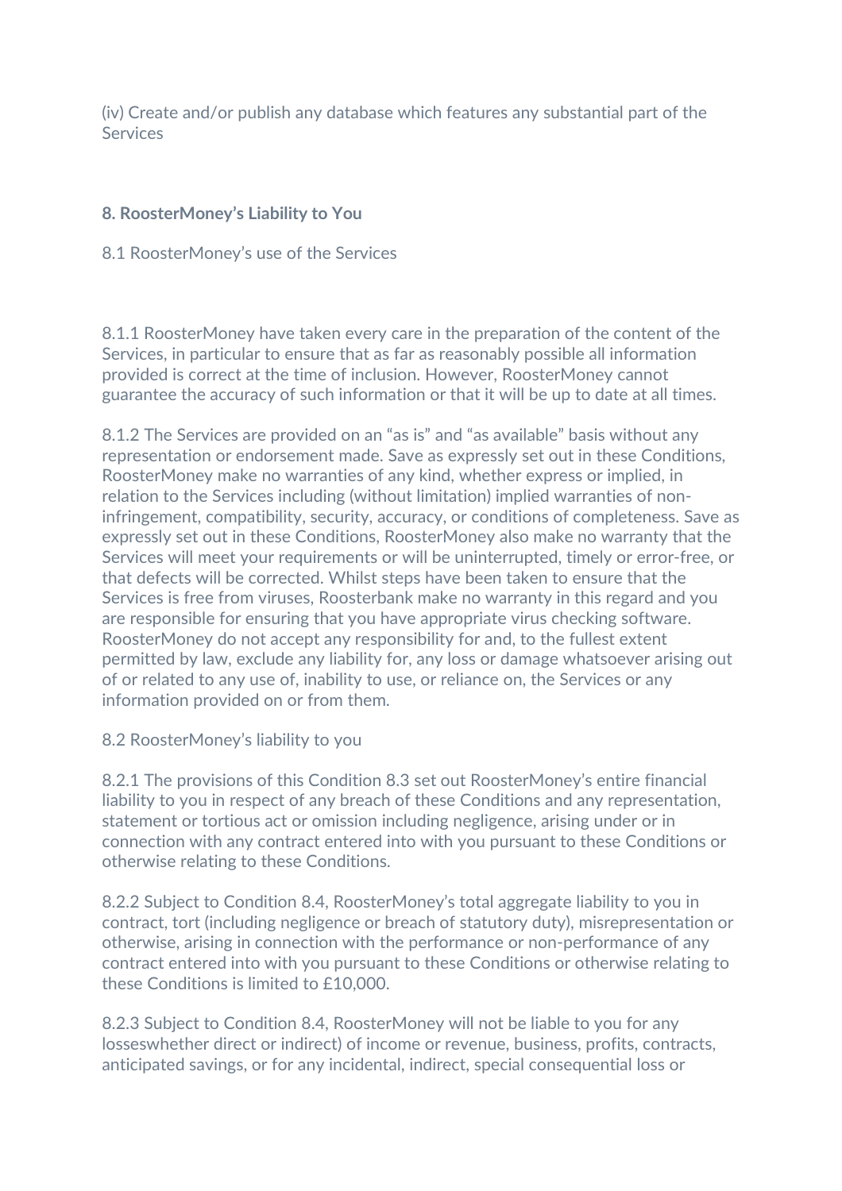(iv) Create and/or publish any database which features any substantial part of the Services

**8. RoosterMoney's Liability to You**

8.1 RoosterMoney's use of the Services

8.1.1 RoosterMoney have taken every care in the preparation of the content of the Services, in particular to ensure that as far as reasonably possible all information provided is correct at the time of inclusion. However, RoosterMoney cannot guarantee the accuracy of such information or that it will be up to date at all times.

8.1.2 The Services are provided on an "as is" and "as available" basis without any representation or endorsement made. Save as expressly set out in these Conditions, RoosterMoney make no warranties of any kind, whether express or implied, in relation to the Services including (without limitation) implied warranties of non-infringement, compatibility, security, accuracy, or conditions of completeness. Save as expressly set out in these Conditions, RoosterMoney also make no warranty that the Services will meet your requirements or will be uninterrupted, timely or error-free, or that defects will be corrected. Whilst steps have been taken to ensure that the Services is free from viruses, Roosterbank make no warranty in this regard and you are responsible for ensuring that you have appropriate virus checking software. RoosterMoney do not accept any responsibility for and, to the fullest extent permitted by law, exclude any liability for, any loss or damage whatsoever arising out of or related to any use of, inability to use, or reliance on, the Services or any information provided on or from them.

8.2 RoosterMoney's liability to you

8.2.1 The provisions of this Condition 8.3 set out RoosterMoney's entire financial liability to you in respect of any breach of these Conditions and any representation, statement or tortious act or omission including negligence, arising under or in connection with any contract entered into with you pursuant to these Conditions or otherwise relating to these Conditions.

8.2.2 Subject to Condition 8.4, RoosterMoney's total aggregate liability to you in contract, tort (including negligence or breach of statutory duty), misrepresentation or otherwise, arising in connection with the performance or non-performance of any contract entered into with you pursuant to these Conditions or otherwise relating to these Conditions is limited to £10,000.

8.2.3 Subject to Condition 8.4, RoosterMoney will not be liable to you for any losseswhether direct or indirect) of income or revenue, business, profits, contracts, anticipated savings, or for any incidental, indirect, special consequential loss or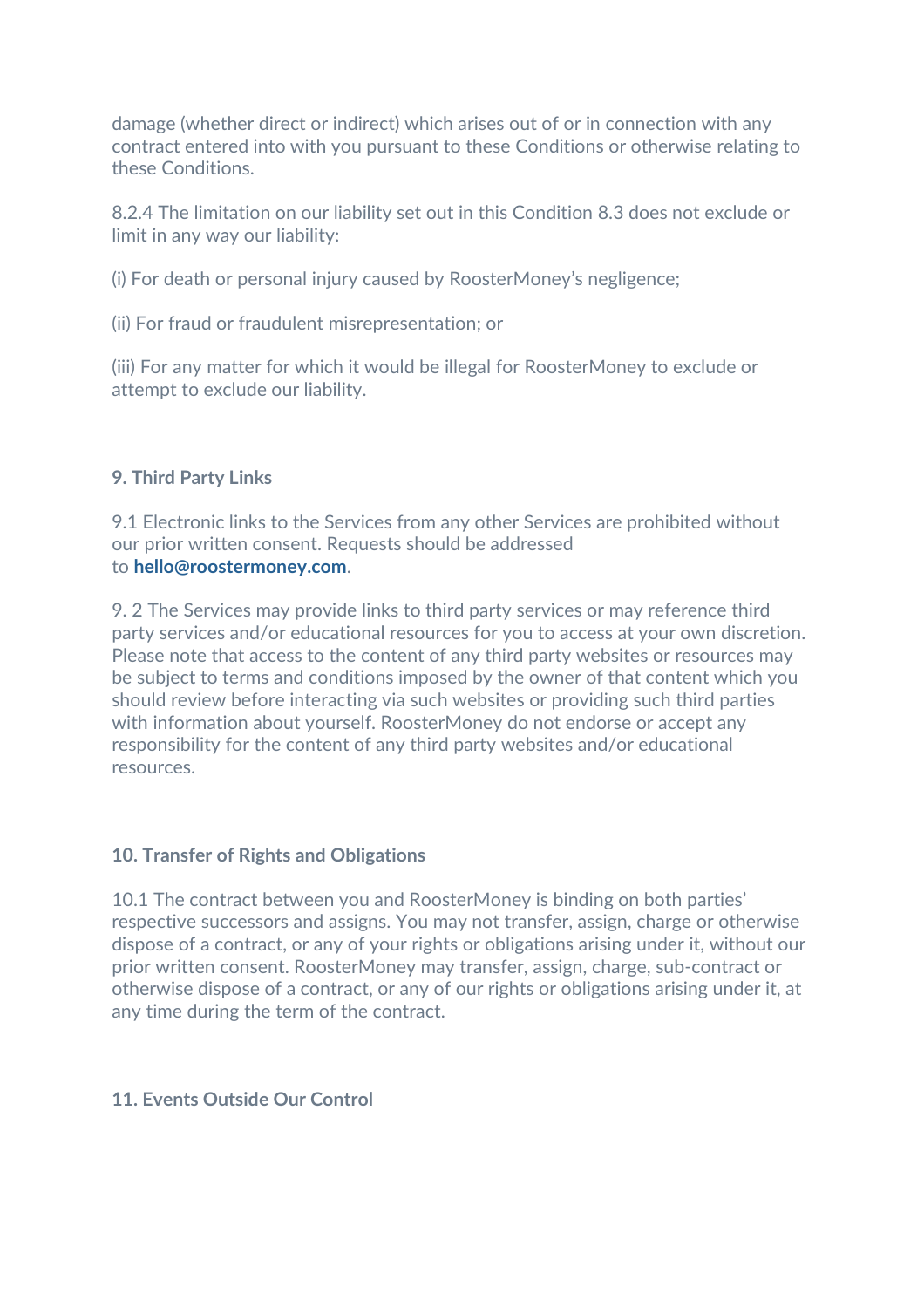damage (whether direct or indirect) which arises out of or in connection with any contract entered into with you pursuant to these Conditions or otherwise relating to these Conditions.

8.2.4 The limitation on our liability set out in this Condition 8.3 does not exclude or limit in any way our liability:

(i) For death or personal injury caused by RoosterMoney's negligence;

(ii) For fraud or fraudulent misrepresentation; or

(iii) For any matter for which it would be illegal for RoosterMoney to exclude or attempt to exclude our liability.

**9. Third Party Links**

9.1 Electronic links to the Services from any other Services are prohibited without our prior written consent. Requests should be addressed to **hello@roostermoney.com**.

9. 2 The Services may provide links to third party services or may reference third party services and/or educational resources for you to access at your own discretion. Please note that access to the content of any third party websites or resources may be subject to terms and conditions imposed by the owner of that content which you should review before interacting via such websites or providing such third parties with information about yourself. RoosterMoney do not endorse or accept any responsibility for the content of any third party websites and/or educational resources.

**10. Transfer of Rights and Obligations**

10.1 The contract between you and RoosterMoney is binding on both parties' respective successors and assigns. You may not transfer, assign, charge or otherwise dispose of a contract, or any of your rights or obligations arising under it, without our prior written consent. RoosterMoney may transfer, assign, charge, sub-contract or otherwise dispose of a contract, or any of our rights or obligations arising under it, at any time during the term of the contract.

**11. Events Outside Our Control**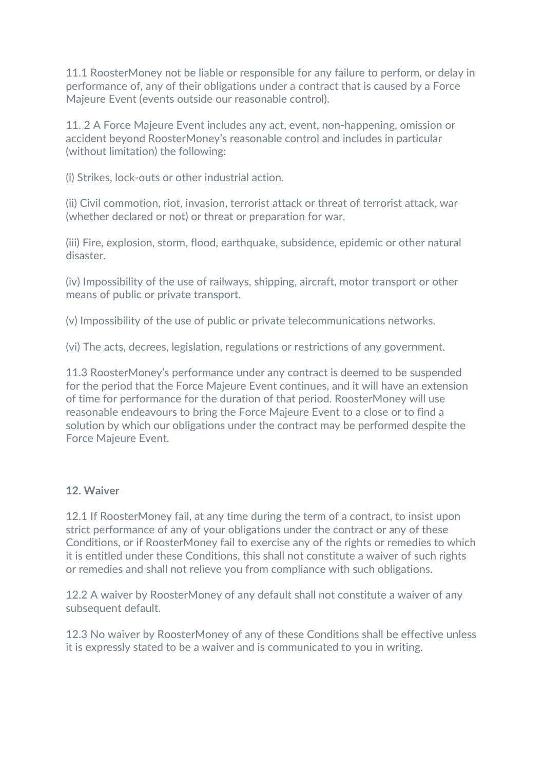11.1 RoosterMoney not be liable or responsible for any failure to perform, or delay in performance of, any of their obligations under a contract that is caused by a Force Majeure Event (events outside our reasonable control).

11. 2 A Force Majeure Event includes any act, event, non-happening, omission or accident beyond RoosterMoney's reasonable control and includes in particular (without limitation) the following:

(i) Strikes, lock-outs or other industrial action.

(ii) Civil commotion, riot, invasion, terrorist attack or threat of terrorist attack, war (whether declared or not) or threat or preparation for war.

(iii) Fire, explosion, storm, flood, earthquake, subsidence, epidemic or other natural disaster.

(iv) Impossibility of the use of railways, shipping, aircraft, motor transport or other means of public or private transport.

(v) Impossibility of the use of public or private telecommunications networks.

(vi) The acts, decrees, legislation, regulations or restrictions of any government.

11.3 RoosterMoney's performance under any contract is deemed to be suspended for the period that the Force Majeure Event continues, and it will have an extension of time for performance for the duration of that period. RoosterMoney will use reasonable endeavours to bring the Force Majeure Event to a close or to find a solution by which our obligations under the contract may be performed despite the Force Majeure Event.

**12. Waiver**

12.1 If RoosterMoney fail, at any time during the term of a contract, to insist upon strict performance of any of your obligations under the contract or any of these Conditions, or if RoosterMoney fail to exercise any of the rights or remedies to which it is entitled under these Conditions, this shall not constitute a waiver of such rights or remedies and shall not relieve you from compliance with such obligations.

12.2 A waiver by RoosterMoney of any default shall not constitute a waiver of any subsequent default.

12.3 No waiver by RoosterMoney of any of these Conditions shall be effective unless it is expressly stated to be a waiver and is communicated to you in writing.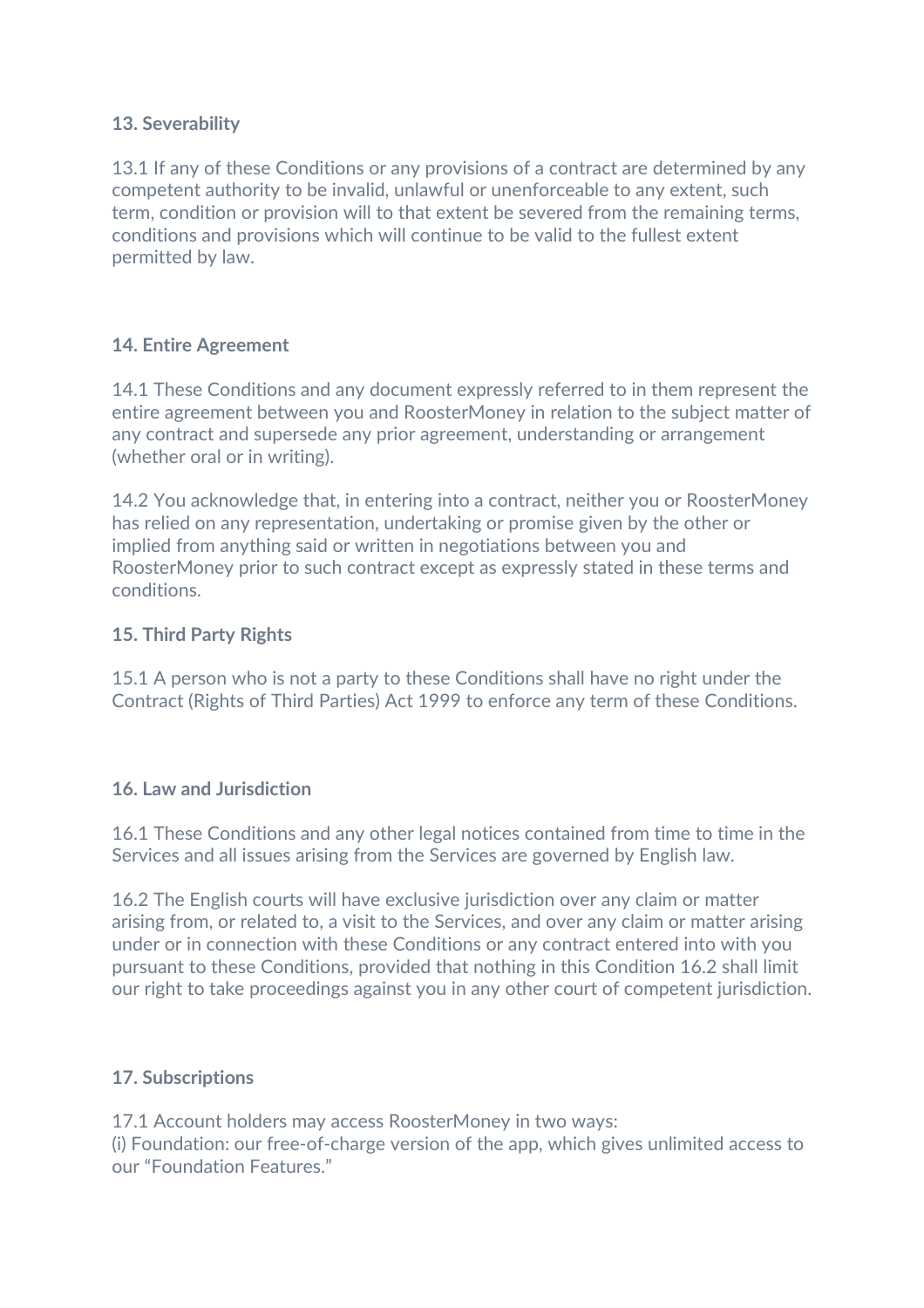**13. Severability**

13.1 If any of these Conditions or any provisions of a contract are determined by any competent authority to be invalid, unlawful or unenforceable to any extent, such term, condition or provision will to that extent be severed from the remaining terms, conditions and provisions which will continue to be valid to the fullest extent permitted by law.

**14. Entire Agreement**

14.1 These Conditions and any document expressly referred to in them represent the entire agreement between you and RoosterMoney in relation to the subject matter of any contract and supersede any prior agreement, understanding or arrangement (whether oral or in writing).

14.2 You acknowledge that, in entering into a contract, neither you or RoosterMoney has relied on any representation, undertaking or promise given by the other or implied from anything said or written in negotiations between you and RoosterMoney prior to such contract except as expressly stated in these terms and conditions.

**15. Third Party Rights**

15.1 A person who is not a party to these Conditions shall have no right under the Contract (Rights of Third Parties) Act 1999 to enforce any term of these Conditions.

**16. Law and Jurisdiction**

16.1 These Conditions and any other legal notices contained from time to time in the Services and all issues arising from the Services are governed by English law.

16.2 The English courts will have exclusive jurisdiction over any claim or matter arising from, or related to, a visit to the Services, and over any claim or matter arising under or in connection with these Conditions or any contract entered into with you pursuant to these Conditions, provided that nothing in this Condition 16.2 shall limit our right to take proceedings against you in any other court of competent jurisdiction.

**17. Subscriptions**

17.1 Account holders may access RoosterMoney in two ways:
(i) Foundation: our free-of-charge version of the app, which gives unlimited access to our "Foundation Features."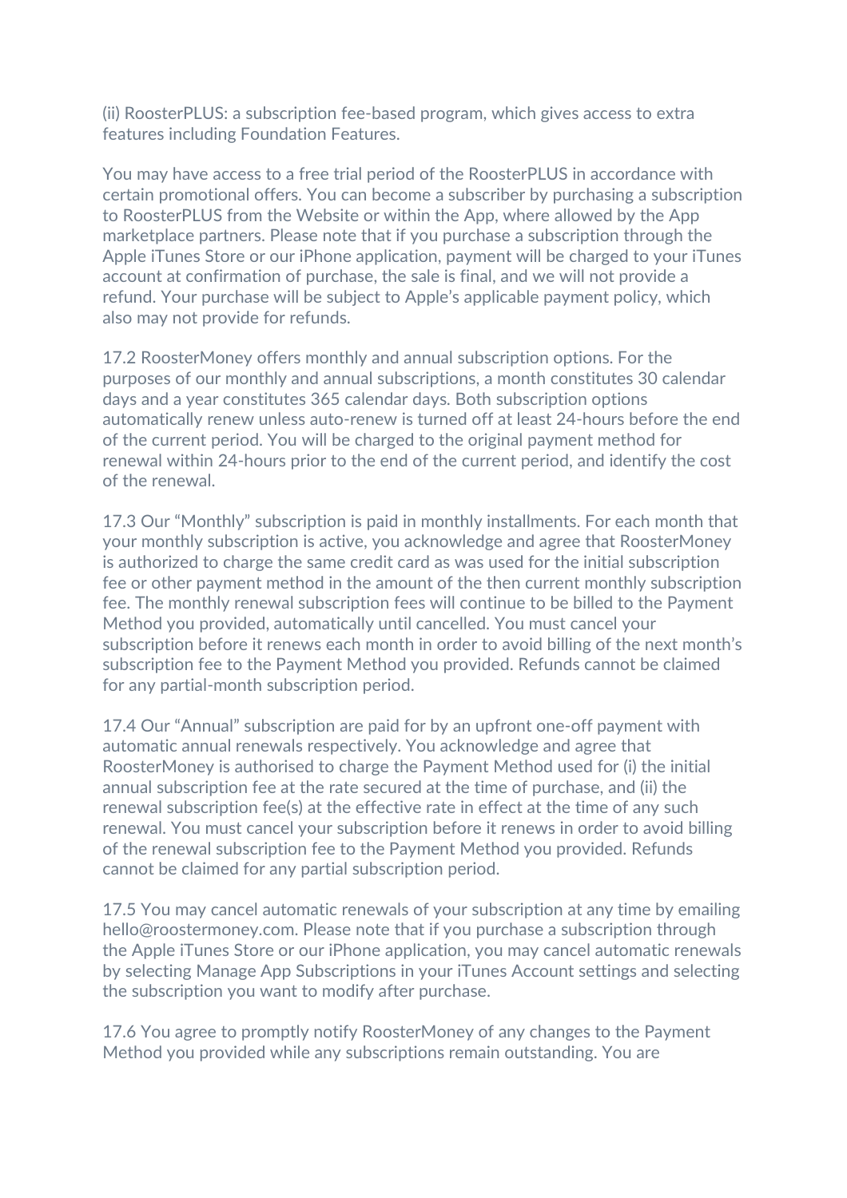(ii) RoosterPLUS: a subscription fee-based program, which gives access to extra features including Foundation Features.

You may have access to a free trial period of the RoosterPLUS in accordance with certain promotional offers. You can become a subscriber by purchasing a subscription to RoosterPLUS from the Website or within the App, where allowed by the App marketplace partners. Please note that if you purchase a subscription through the Apple iTunes Store or our iPhone application, payment will be charged to your iTunes account at confirmation of purchase, the sale is final, and we will not provide a refund. Your purchase will be subject to Apple's applicable payment policy, which also may not provide for refunds.

17.2 RoosterMoney offers monthly and annual subscription options. For the purposes of our monthly and annual subscriptions, a month constitutes 30 calendar days and a year constitutes 365 calendar days. Both subscription options automatically renew unless auto-renew is turned off at least 24-hours before the end of the current period. You will be charged to the original payment method for renewal within 24-hours prior to the end of the current period, and identify the cost of the renewal.

17.3 Our "Monthly" subscription is paid in monthly installments. For each month that your monthly subscription is active, you acknowledge and agree that RoosterMoney is authorized to charge the same credit card as was used for the initial subscription fee or other payment method in the amount of the then current monthly subscription fee. The monthly renewal subscription fees will continue to be billed to the Payment Method you provided, automatically until cancelled. You must cancel your subscription before it renews each month in order to avoid billing of the next month's subscription fee to the Payment Method you provided. Refunds cannot be claimed for any partial-month subscription period.

17.4 Our "Annual" subscription are paid for by an upfront one-off payment with automatic annual renewals respectively. You acknowledge and agree that RoosterMoney is authorised to charge the Payment Method used for (i) the initial annual subscription fee at the rate secured at the time of purchase, and (ii) the renewal subscription fee(s) at the effective rate in effect at the time of any such renewal. You must cancel your subscription before it renews in order to avoid billing of the renewal subscription fee to the Payment Method you provided. Refunds cannot be claimed for any partial subscription period.

17.5 You may cancel automatic renewals of your subscription at any time by emailing hello@roostermoney.com. Please note that if you purchase a subscription through the Apple iTunes Store or our iPhone application, you may cancel automatic renewals by selecting Manage App Subscriptions in your iTunes Account settings and selecting the subscription you want to modify after purchase.

17.6 You agree to promptly notify RoosterMoney of any changes to the Payment Method you provided while any subscriptions remain outstanding. You are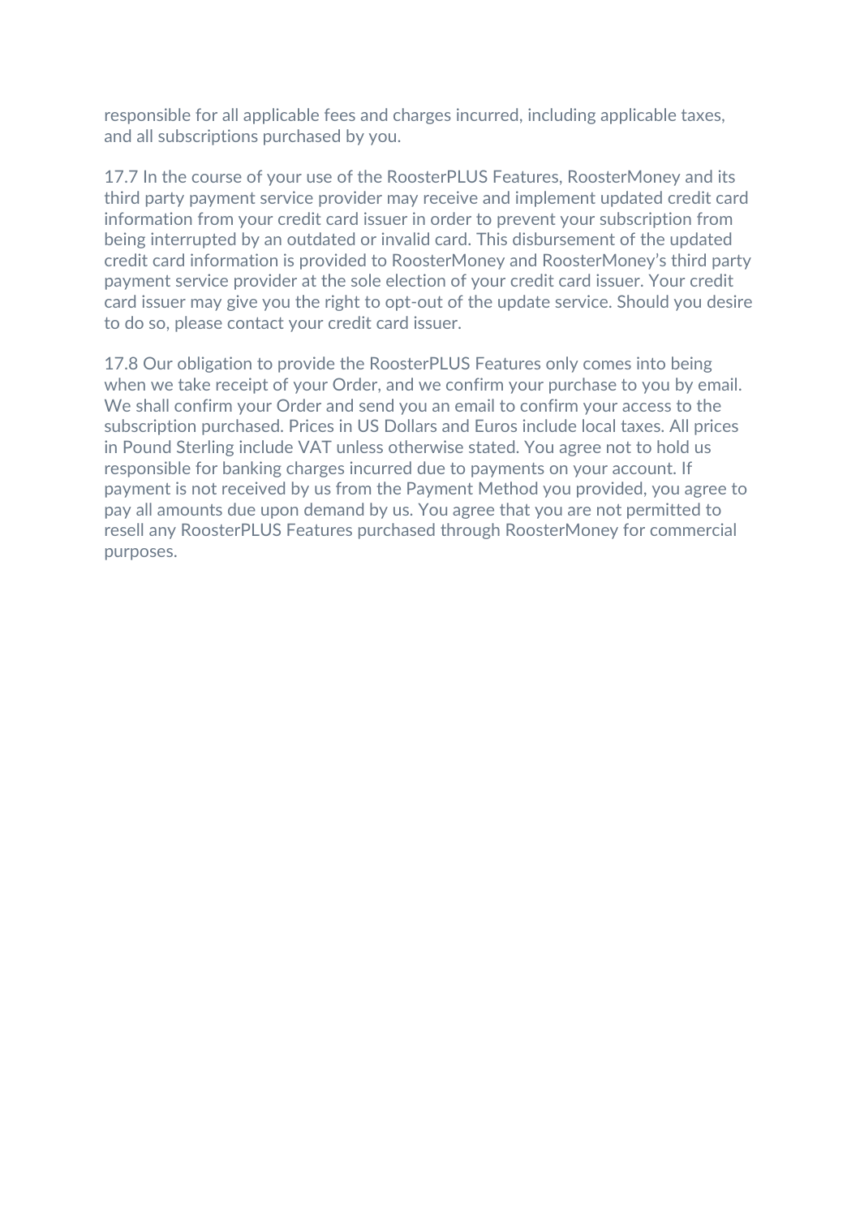responsible for all applicable fees and charges incurred, including applicable taxes, and all subscriptions purchased by you.

17.7 In the course of your use of the RoosterPLUS Features, RoosterMoney and its third party payment service provider may receive and implement updated credit card information from your credit card issuer in order to prevent your subscription from being interrupted by an outdated or invalid card. This disbursement of the updated credit card information is provided to RoosterMoney and RoosterMoney's third party payment service provider at the sole election of your credit card issuer. Your credit card issuer may give you the right to opt-out of the update service. Should you desire to do so, please contact your credit card issuer.

17.8 Our obligation to provide the RoosterPLUS Features only comes into being when we take receipt of your Order, and we confirm your purchase to you by email. We shall confirm your Order and send you an email to confirm your access to the subscription purchased. Prices in US Dollars and Euros include local taxes. All prices in Pound Sterling include VAT unless otherwise stated. You agree not to hold us responsible for banking charges incurred due to payments on your account. If payment is not received by us from the Payment Method you provided, you agree to pay all amounts due upon demand by us. You agree that you are not permitted to resell any RoosterPLUS Features purchased through RoosterMoney for commercial purposes.